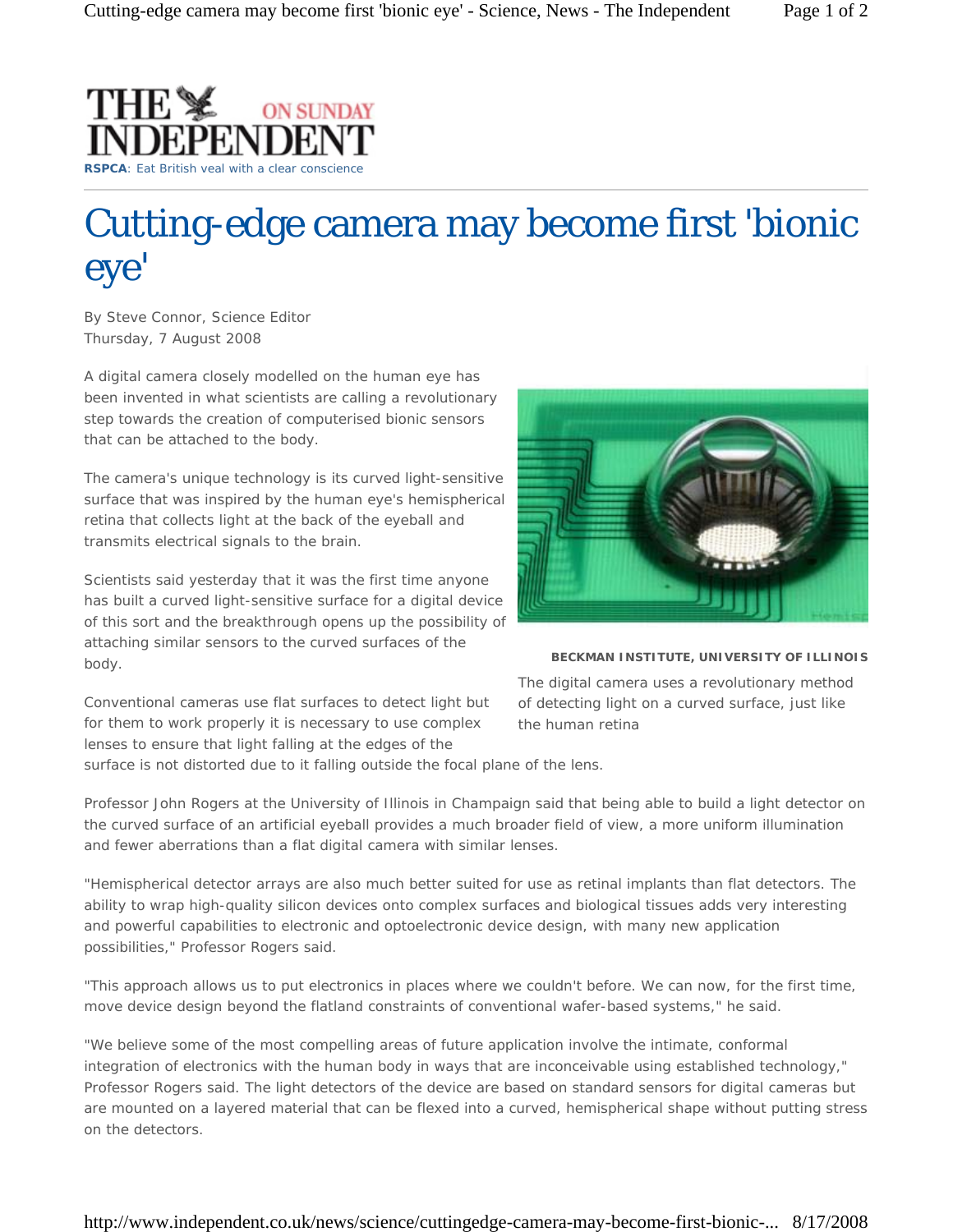THE INDEPENDENT ON SUNDAY

**RSPCA**: Eat British veal with a clear conscience

# Cutting-edge camera may become first 'bionic eye'

By Steve Connor, Science Editor
Thursday, 7 August 2008

A digital camera closely modelled on the human eye has been invented in what scientists are calling a revolutionary step towards the creation of computerised bionic sensors that can be attached to the body.

The camera's unique technology is its curved light-sensitive surface that was inspired by the human eye's hemispherical retina that collects light at the back of the eyeball and transmits electrical signals to the brain.

Scientists said yesterday that it was the first time anyone has built a curved light-sensitive surface for a digital device of this sort and the breakthrough opens up the possibility of attaching similar sensors to the curved surfaces of the body.

**BECKMAN INSTITUTE, UNIVERSITY OF ILLINOIS**

The digital camera uses a revolutionary method of detecting light on a curved surface, just like the human retina

Conventional cameras use flat surfaces to detect light but for them to work properly it is necessary to use complex lenses to ensure that light falling at the edges of the surface is not distorted due to it falling outside the focal plane of the lens.

Professor John Rogers at the University of Illinois in Champaign said that being able to build a light detector on the curved surface of an artificial eyeball provides a much broader field of view, a more uniform illumination and fewer aberrations than a flat digital camera with similar lenses.

"Hemispherical detector arrays are also much better suited for use as retinal implants than flat detectors. The ability to wrap high-quality silicon devices onto complex surfaces and biological tissues adds very interesting and powerful capabilities to electronic and optoelectronic device design, with many new application possibilities," Professor Rogers said.

"This approach allows us to put electronics in places where we couldn't before. We can now, for the first time, move device design beyond the flatland constraints of conventional wafer-based systems," he said.

"We believe some of the most compelling areas of future application involve the intimate, conformal integration of electronics with the human body in ways that are inconceivable using established technology," Professor Rogers said. The light detectors of the device are based on standard sensors for digital cameras but are mounted on a layered material that can be flexed into a curved, hemispherical shape without putting stress on the detectors.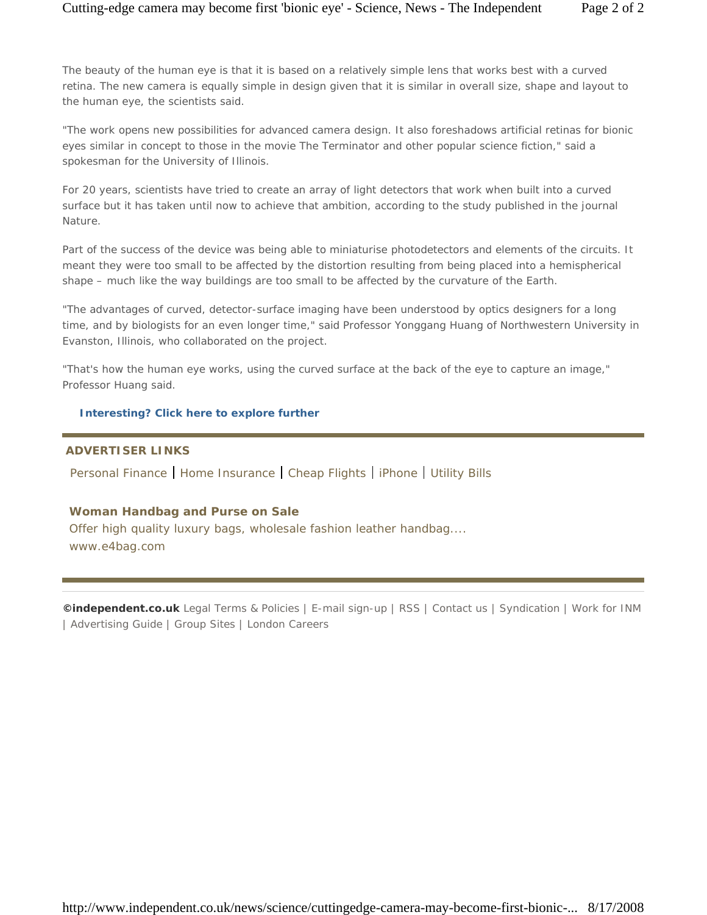The beauty of the human eye is that it is based on a relatively simple lens that works best with a curved retina. The new camera is equally simple in design given that it is similar in overall size, shape and layout to the human eye, the scientists said.

"The work opens new possibilities for advanced camera design. It also foreshadows artificial retinas for bionic eyes similar in concept to those in the movie The Terminator and other popular science fiction," said a spokesman for the University of Illinois.

For 20 years, scientists have tried to create an array of light detectors that work when built into a curved surface but it has taken until now to achieve that ambition, according to the study published in the journal Nature.

Part of the success of the device was being able to miniaturise photodetectors and elements of the circuits. It meant they were too small to be affected by the distortion resulting from being placed into a hemispherical shape – much like the way buildings are too small to be affected by the curvature of the Earth.

"The advantages of curved, detector-surface imaging have been understood by optics designers for a long time, and by biologists for an even longer time," said Professor Yonggang Huang of Northwestern University in Evanston, Illinois, who collaborated on the project.

"That's how the human eye works, using the curved surface at the back of the eye to capture an image," Professor Huang said.

**Interesting? Click here to explore further**

**ADVERTISER LINKS**

Personal Finance | Home Insurance | Cheap Flights | iPhone | Utility Bills

**Woman Handbag and Purse on Sale**
Offer high quality luxury bags, wholesale fashion leather handbag....
www.e4bag.com

**©independent.co.uk** Legal Terms & Policies | E-mail sign-up | RSS | Contact us | Syndication | Work for INM | Advertising Guide | Group Sites | London Careers